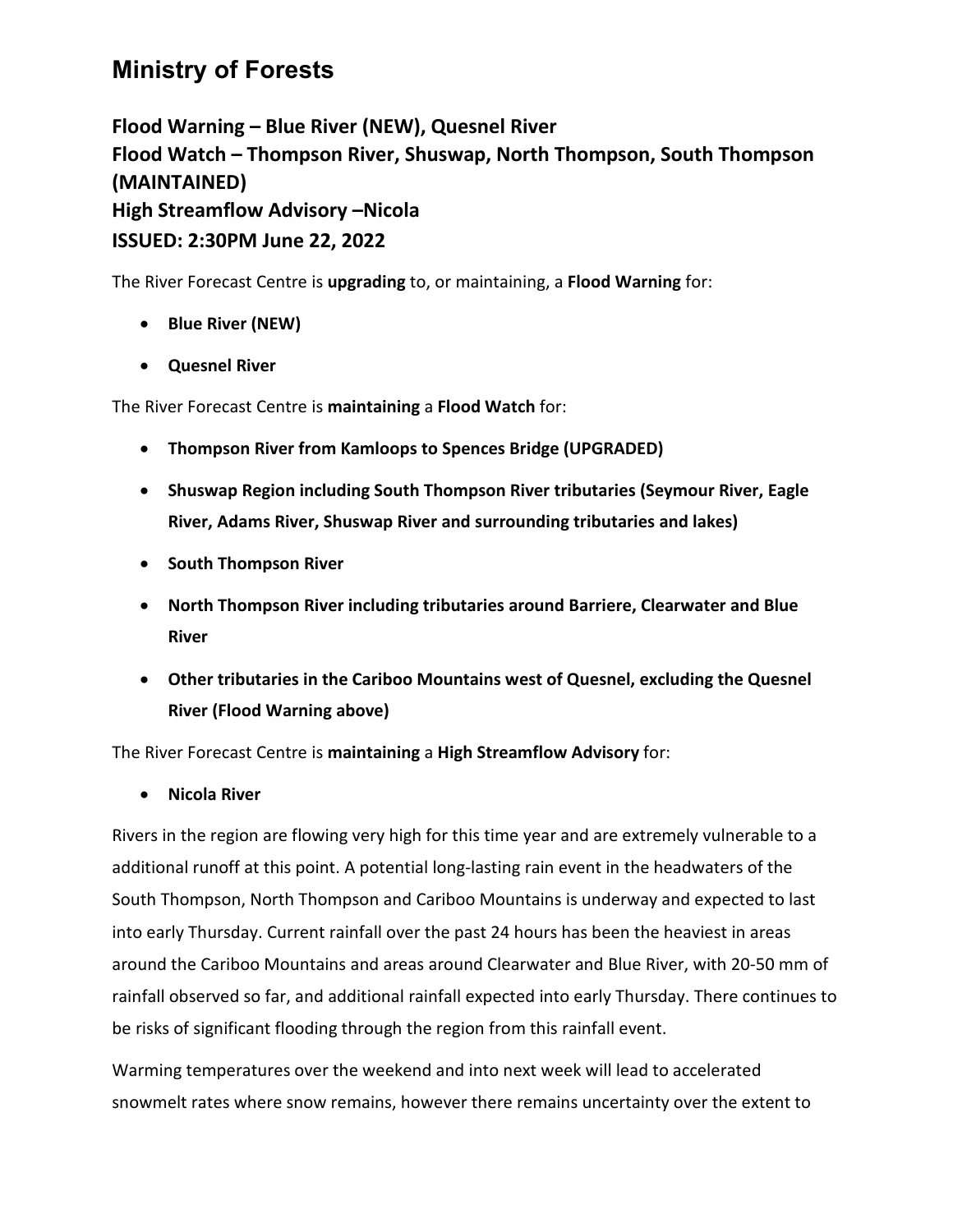# Ministry of Forests

**Flood Warning – Blue River (NEW), Quesnel River**
**Flood Watch – Thompson River, Shuswap, North Thompson, South Thompson (MAINTAINED)**
**High Streamflow Advisory –Nicola**
**ISSUED: 2:30PM June 22, 2022**

The River Forecast Centre is **upgrading** to, or maintaining, a **Flood Warning** for:

- **Blue River (NEW)**
- **Quesnel River**

The River Forecast Centre is **maintaining** a **Flood Watch** for:

- **Thompson River from Kamloops to Spences Bridge (UPGRADED)**
- **Shuswap Region including South Thompson River tributaries (Seymour River, Eagle River, Adams River, Shuswap River and surrounding tributaries and lakes)**
- **South Thompson River**
- **North Thompson River including tributaries around Barriere, Clearwater and Blue River**
- **Other tributaries in the Cariboo Mountains west of Quesnel, excluding the Quesnel River (Flood Warning above)**

The River Forecast Centre is **maintaining** a **High Streamflow Advisory** for:

- **Nicola River**

Rivers in the region are flowing very high for this time year and are extremely vulnerable to a additional runoff at this point. A potential long-lasting rain event in the headwaters of the South Thompson, North Thompson and Cariboo Mountains is underway and expected to last into early Thursday. Current rainfall over the past 24 hours has been the heaviest in areas around the Cariboo Mountains and areas around Clearwater and Blue River, with 20-50 mm of rainfall observed so far, and additional rainfall expected into early Thursday. There continues to be risks of significant flooding through the region from this rainfall event.

Warming temperatures over the weekend and into next week will lead to accelerated snowmelt rates where snow remains, however there remains uncertainty over the extent to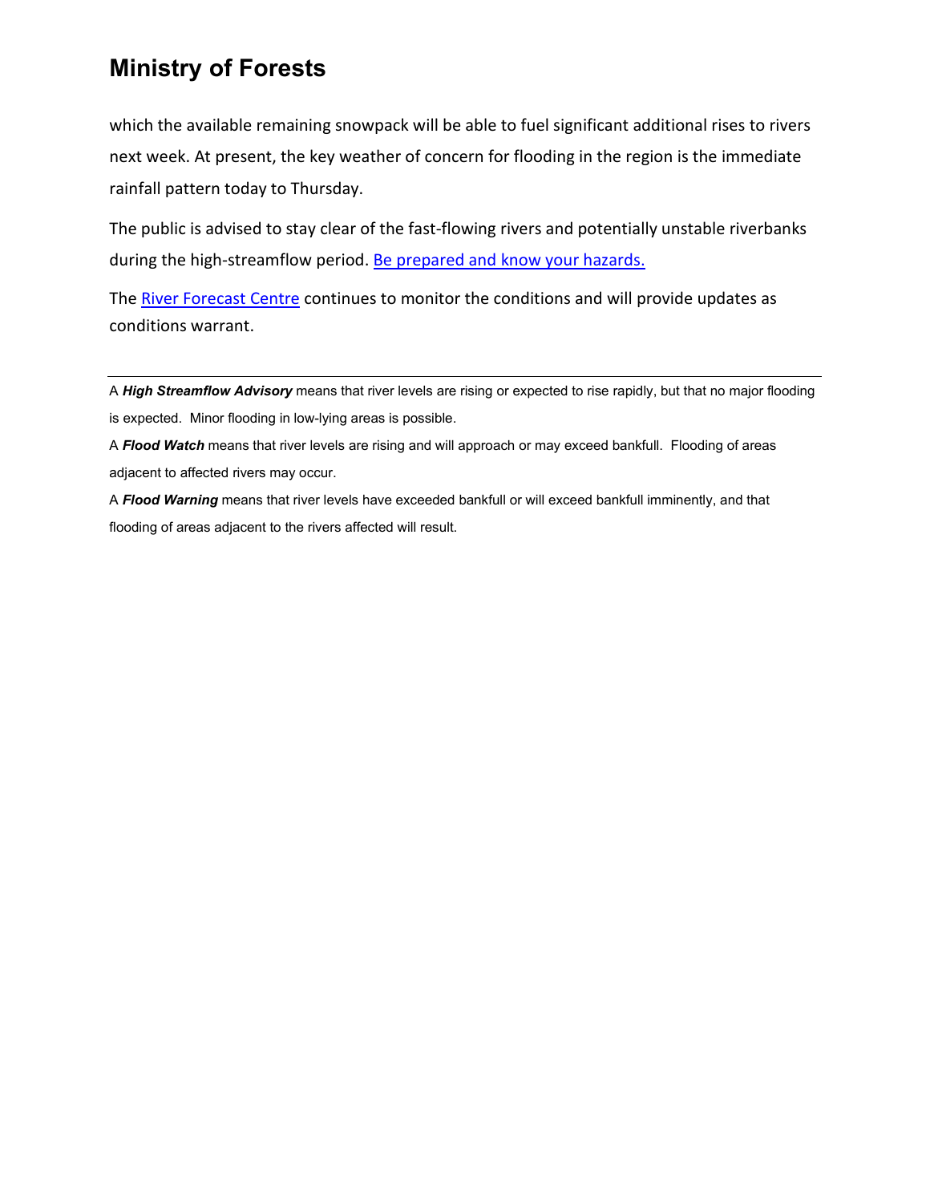which the available remaining snowpack will be able to fuel significant additional rises to rivers next week. At present, the key weather of concern for flooding in the region is the immediate rainfall pattern today to Thursday.

The public is advised to stay clear of the fast-flowing rivers and potentially unstable riverbanks during the high-streamflow period. Be prepared and know your hazards.

The River Forecast Centre continues to monitor the conditions and will provide updates as conditions warrant.

---

A ***High Streamflow Advisory*** means that river levels are rising or expected to rise rapidly, but that no major flooding is expected. Minor flooding in low-lying areas is possible.

A ***Flood Watch*** means that river levels are rising and will approach or may exceed bankfull. Flooding of areas adjacent to affected rivers may occur.

A ***Flood Warning*** means that river levels have exceeded bankfull or will exceed bankfull imminently, and that flooding of areas adjacent to the rivers affected will result.